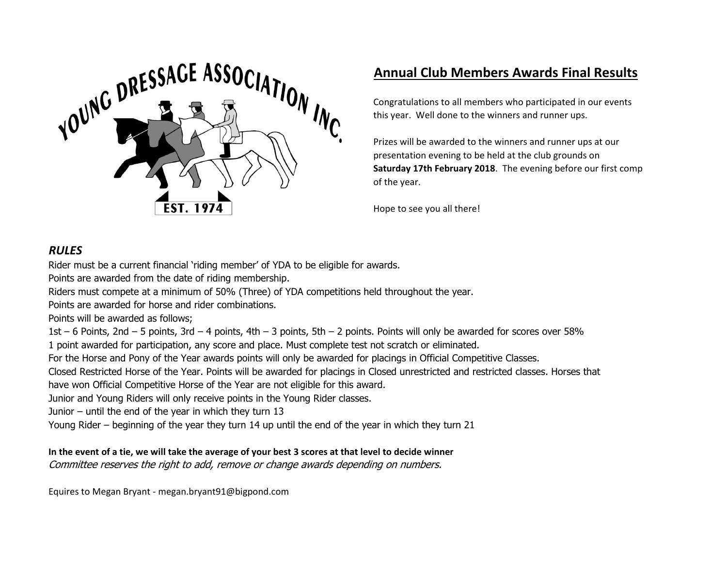YOUNG DRESSAGE ASSOCIATION INC.

EST. 1974

## Annual Club Members Awards Final Results

Congratulations to all members who participated in our events this year. Well done to the winners and runner ups.

Prizes will be awarded to the winners and runner ups at our presentation evening to be held at the club grounds on **Saturday 17th February 2018**. The evening before our first comp of the year.

Hope to see you all there!

### *RULES*

Rider must be a current financial 'riding member' of YDA to be eligible for awards.

Points are awarded from the date of riding membership.

Riders must compete at a minimum of 50% (Three) of YDA competitions held throughout the year.

Points are awarded for horse and rider combinations.

Points will be awarded as follows;

1st – 6 Points, 2nd – 5 points, 3rd – 4 points, 4th – 3 points, 5th – 2 points. Points will only be awarded for scores over 58%

1 point awarded for participation, any score and place. Must complete test not scratch or eliminated.

For the Horse and Pony of the Year awards points will only be awarded for placings in Official Competitive Classes.

Closed Restricted Horse of the Year. Points will be awarded for placings in Closed unrestricted and restricted classes. Horses that have won Official Competitive Horse of the Year are not eligible for this award.

Junior and Young Riders will only receive points in the Young Rider classes.

Junior – until the end of the year in which they turn 13

Young Rider – beginning of the year they turn 14 up until the end of the year in which they turn 21

**In the event of a tie, we will take the average of your best 3 scores at that level to decide winner**

*Committee reserves the right to add, remove or change awards depending on numbers.*

Equires to Megan Bryant - megan.bryant91@bigpond.com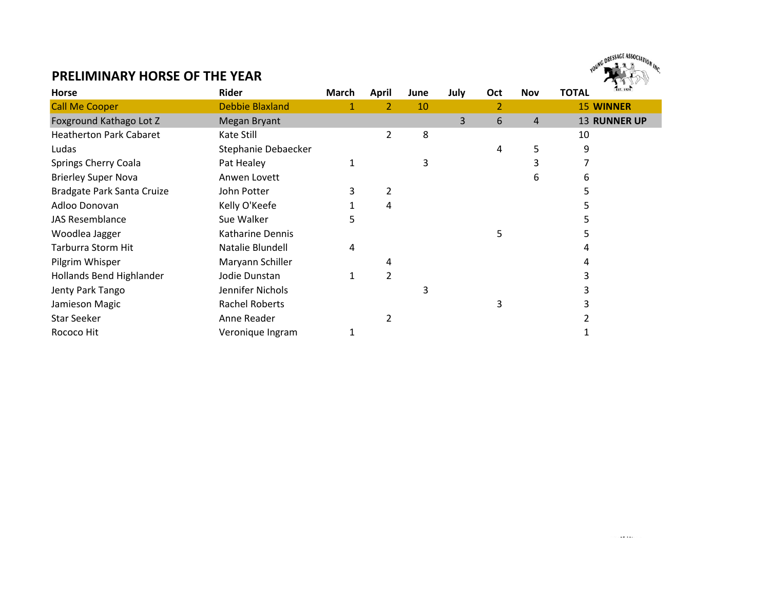## PRELIMINARY HORSE OF THE YEAR

| Horse | Rider | March | April | June | July | Oct | Nov | TOTAL | |
|---|---|---|---|---|---|---|---|---|---|
| Call Me Cooper | Debbie Blaxland | 1 | 2 | 10 | | 2 | | 15 | **WINNER** |
| Foxground Kathago Lot Z | Megan Bryant | | | | 3 | 6 | 4 | 13 | **RUNNER UP** |
| Heatherton Park Cabaret | Kate Still | | 2 | 8 | | | | 10 | |
| Ludas | Stephanie Debaecker | | | | | 4 | 5 | 9 | |
| Springs Cherry Coala | Pat Healey | 1 | | 3 | | | 3 | 7 | |
| Brierley Super Nova | Anwen Lovett | | | | | | 6 | 6 | |
| Bradgate Park Santa Cruize | John Potter | 3 | 2 | | | | | 5 | |
| Adloo Donovan | Kelly O'Keefe | 1 | 4 | | | | | 5 | |
| JAS Resemblance | Sue Walker | 5 | | | | | | 5 | |
| Woodlea Jagger | Katharine Dennis | | | | | 5 | | 5 | |
| Tarburra Storm Hit | Natalie Blundell | 4 | | | | | | 4 | |
| Pilgrim Whisper | Maryann Schiller | | 4 | | | | | 4 | |
| Hollands Bend Highlander | Jodie Dunstan | 1 | 2 | | | | | 3 | |
| Jenty Park Tango | Jennifer Nichols | | | 3 | | | | 3 | |
| Jamieson Magic | Rachel Roberts | | | | | 3 | | 3 | |
| Star Seeker | Anne Reader | | 2 | | | | | 2 | |
| Rococo Hit | Veronique Ingram | 1 | | | | | | 1 | |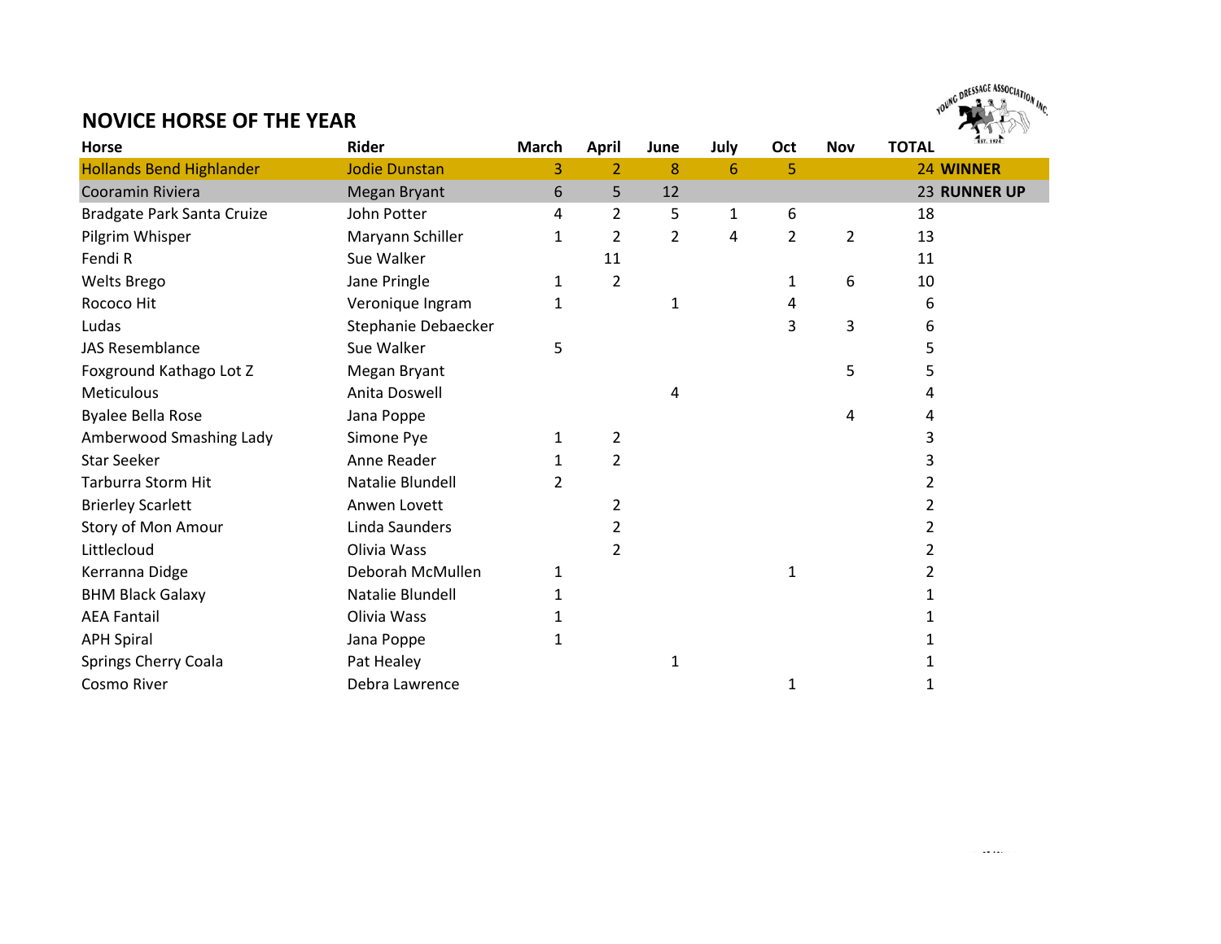## NOVICE HORSE OF THE YEAR

| Horse | Rider | March | April | June | July | Oct | Nov | TOTAL | |
|---|---|---|---|---|---|---|---|---|---|
| Hollands Bend Highlander | Jodie Dunstan | 3 | 2 | 8 | 6 | 5 | | 24 | **WINNER** |
| Cooramin Riviera | Megan Bryant | 6 | 5 | 12 | | | | 23 | **RUNNER UP** |
| Bradgate Park Santa Cruize | John Potter | 4 | 2 | 5 | 1 | 6 | | 18 | |
| Pilgrim Whisper | Maryann Schiller | 1 | 2 | 2 | 4 | 2 | 2 | 13 | |
| Fendi R | Sue Walker | | 11 | | | | | 11 | |
| Welts Brego | Jane Pringle | 1 | 2 | | | 1 | 6 | 10 | |
| Rococo Hit | Veronique Ingram | 1 | | 1 | | 4 | | 6 | |
| Ludas | Stephanie Debaecker | | | | | 3 | 3 | 6 | |
| JAS Resemblance | Sue Walker | 5 | | | | | | 5 | |
| Foxground Kathago Lot Z | Megan Bryant | | | | | | 5 | 5 | |
| Meticulous | Anita Doswell | | | 4 | | | | 4 | |
| Byalee Bella Rose | Jana Poppe | | | | | | 4 | 4 | |
| Amberwood Smashing Lady | Simone Pye | 1 | 2 | | | | | 3 | |
| Star Seeker | Anne Reader | 1 | 2 | | | | | 3 | |
| Tarburra Storm Hit | Natalie Blundell | 2 | | | | | | 2 | |
| Brierley Scarlett | Anwen Lovett | | 2 | | | | | 2 | |
| Story of Mon Amour | Linda Saunders | | 2 | | | | | 2 | |
| Littlecloud | Olivia Wass | | 2 | | | | | 2 | |
| Kerranna Didge | Deborah McMullen | 1 | | | | 1 | | 2 | |
| BHM Black Galaxy | Natalie Blundell | 1 | | | | | | 1 | |
| AEA Fantail | Olivia Wass | 1 | | | | | | 1 | |
| APH Spiral | Jana Poppe | 1 | | | | | | 1 | |
| Springs Cherry Coala | Pat Healey | | | 1 | | | | 1 | |
| Cosmo River | Debra Lawrence | | | | | 1 | | 1 | |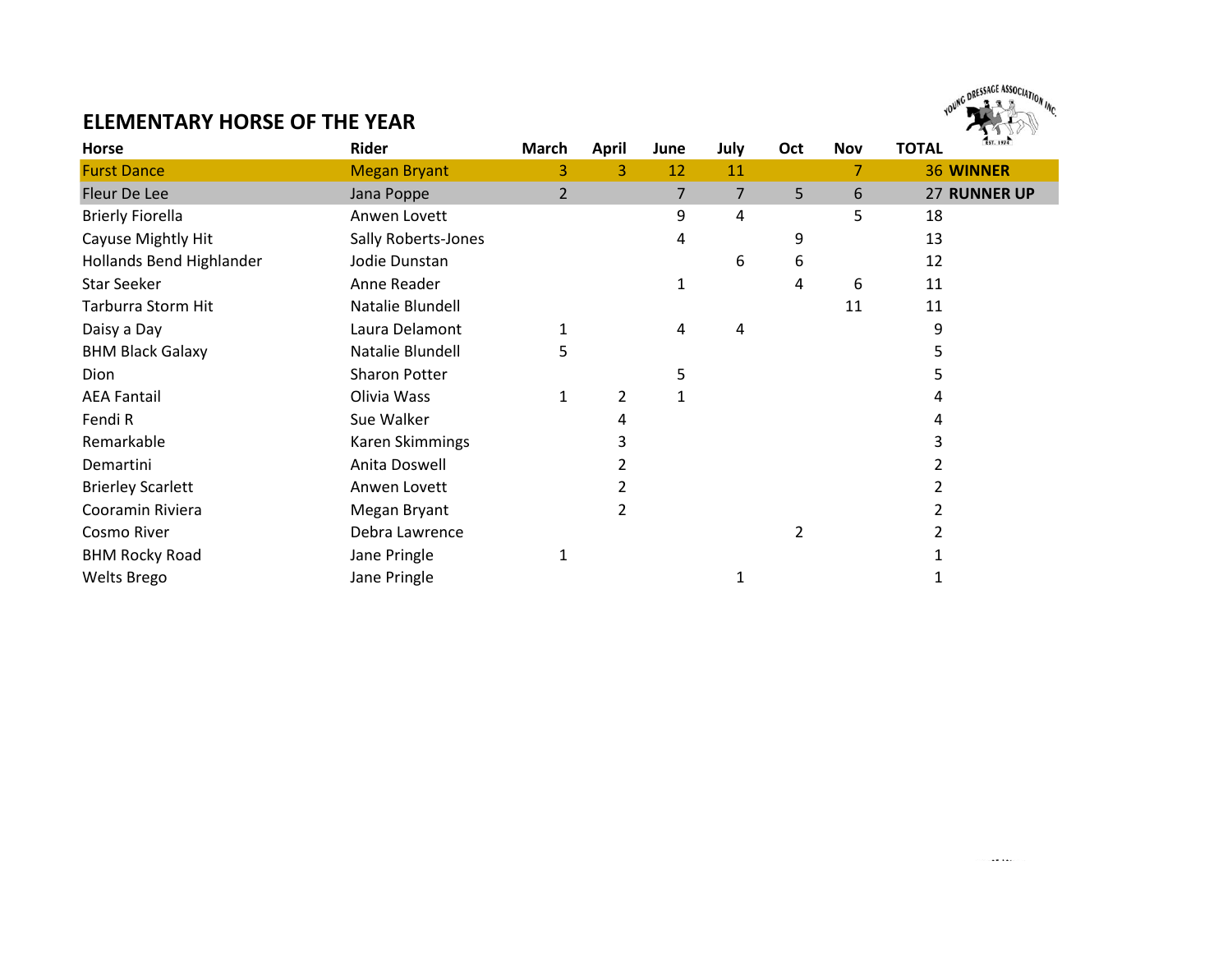# ELEMENTARY HORSE OF THE YEAR

| Horse | Rider | March | April | June | July | Oct | Nov | TOTAL | |
|---|---|---|---|---|---|---|---|---|---|
| Furst Dance | Megan Bryant | 3 | 3 | 12 | 11 | | 7 | 36 | **WINNER** |
| Fleur De Lee | Jana Poppe | 2 | | 7 | 7 | 5 | 6 | 27 | **RUNNER UP** |
| Brierly Fiorella | Anwen Lovett | | | 9 | 4 | | 5 | 18 | |
| Cayuse Mightly Hit | Sally Roberts-Jones | | | 4 | | 9 | | 13 | |
| Hollands Bend Highlander | Jodie Dunstan | | | | 6 | 6 | | 12 | |
| Star Seeker | Anne Reader | | | 1 | | 4 | 6 | 11 | |
| Tarburra Storm Hit | Natalie Blundell | | | | | | 11 | 11 | |
| Daisy a Day | Laura Delamont | 1 | | 4 | 4 | | | 9 | |
| BHM Black Galaxy | Natalie Blundell | 5 | | | | | | 5 | |
| Dion | Sharon Potter | | | 5 | | | | 5 | |
| AEA Fantail | Olivia Wass | 1 | 2 | 1 | | | | 4 | |
| Fendi R | Sue Walker | | 4 | | | | | 4 | |
| Remarkable | Karen Skimmings | | 3 | | | | | 3 | |
| Demartini | Anita Doswell | | 2 | | | | | 2 | |
| Brierley Scarlett | Anwen Lovett | | 2 | | | | | 2 | |
| Cooramin Riviera | Megan Bryant | | 2 | | | | | 2 | |
| Cosmo River | Debra Lawrence | | | | | 2 | | 2 | |
| BHM Rocky Road | Jane Pringle | 1 | | | | | | 1 | |
| Welts Brego | Jane Pringle | | | | 1 | | | 1 | |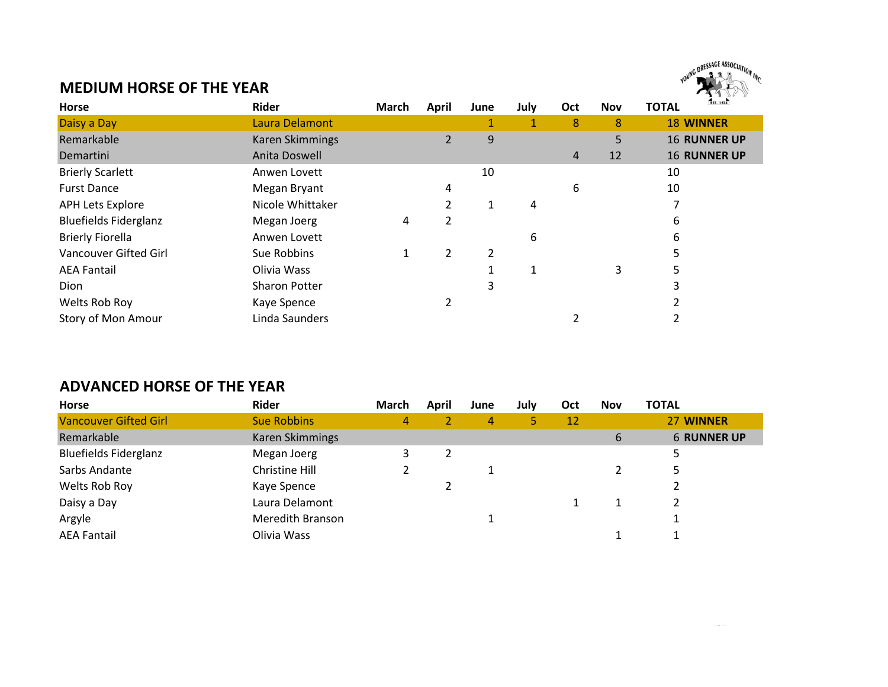## MEDIUM HORSE OF THE YEAR

| Horse | Rider | March | April | June | July | Oct | Nov | TOTAL | |
|---|---|---|---|---|---|---|---|---|---|
| Daisy a Day | Laura Delamont | | | 1 | 1 | 8 | 8 | 18 | **WINNER** |
| Remarkable | Karen Skimmings | | 2 | 9 | | | 5 | 16 | **RUNNER UP** |
| Demartini | Anita Doswell | | | | | 4 | 12 | 16 | **RUNNER UP** |
| Brierly Scarlett | Anwen Lovett | | | 10 | | | | 10 | |
| Furst Dance | Megan Bryant | | 4 | | | 6 | | 10 | |
| APH Lets Explore | Nicole Whittaker | | 2 | 1 | 4 | | | 7 | |
| Bluefields Fiderglanz | Megan Joerg | 4 | 2 | | | | | 6 | |
| Brierly Fiorella | Anwen Lovett | | | | 6 | | | 6 | |
| Vancouver Gifted Girl | Sue Robbins | 1 | 2 | 2 | | | | 5 | |
| AEA Fantail | Olivia Wass | | | 1 | 1 | | 3 | 5 | |
| Dion | Sharon Potter | | | 3 | | | | 3 | |
| Welts Rob Roy | Kaye Spence | | 2 | | | | | 2 | |
| Story of Mon Amour | Linda Saunders | | | | | 2 | | 2 | |

## ADVANCED HORSE OF THE YEAR

| Horse | Rider | March | April | June | July | Oct | Nov | TOTAL | |
|---|---|---|---|---|---|---|---|---|---|
| Vancouver Gifted Girl | Sue Robbins | 4 | 2 | 4 | 5 | 12 | | 27 | **WINNER** |
| Remarkable | Karen Skimmings | | | | | | 6 | 6 | **RUNNER UP** |
| Bluefields Fiderglanz | Megan Joerg | 3 | 2 | | | | | 5 | |
| Sarbs Andante | Christine Hill | 2 | | 1 | | | 2 | 5 | |
| Welts Rob Roy | Kaye Spence | | 2 | | | | | 2 | |
| Daisy a Day | Laura Delamont | | | | | 1 | 1 | 2 | |
| Argyle | Meredith Branson | | | 1 | | | | 1 | |
| AEA Fantail | Olivia Wass | | | | | | 1 | 1 | |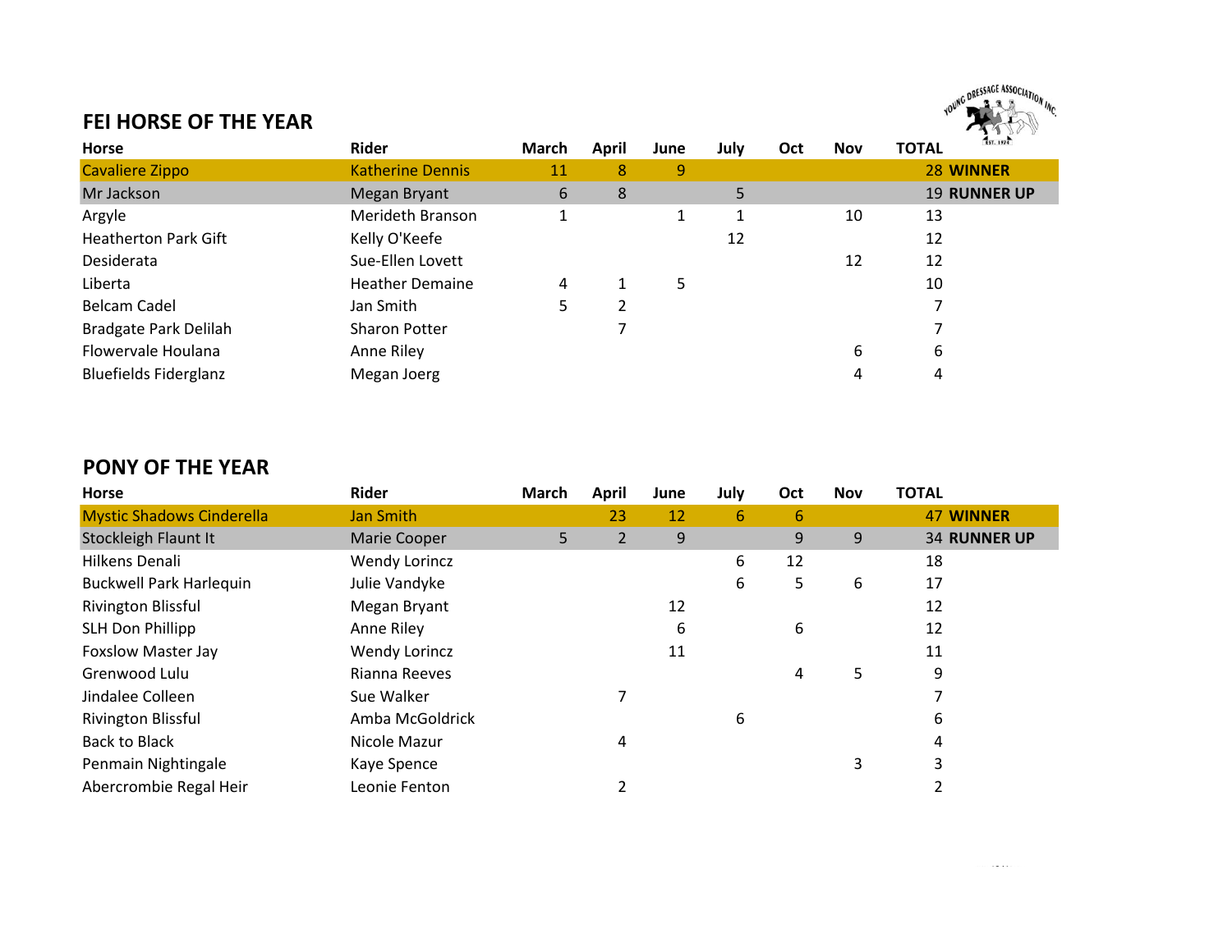## FEI HORSE OF THE YEAR

| Horse | Rider | March | April | June | July | Oct | Nov | TOTAL | |
|---|---|---|---|---|---|---|---|---|---|
| Cavaliere Zippo | Katherine Dennis | 11 | 8 | 9 | | | | 28 | **WINNER** |
| Mr Jackson | Megan Bryant | 6 | 8 | | 5 | | | 19 | **RUNNER UP** |
| Argyle | Merideth Branson | 1 | | 1 | 1 | | 10 | 13 | |
| Heatherton Park Gift | Kelly O'Keefe | | | | 12 | | | 12 | |
| Desiderata | Sue-Ellen Lovett | | | | | | 12 | 12 | |
| Liberta | Heather Demaine | 4 | 1 | 5 | | | | 10 | |
| Belcam Cadel | Jan Smith | 5 | 2 | | | | | 7 | |
| Bradgate Park Delilah | Sharon Potter | | 7 | | | | | 7 | |
| Flowervale Houlana | Anne Riley | | | | | | 6 | 6 | |
| Bluefields Fiderglanz | Megan Joerg | | | | | | 4 | 4 | |

## PONY OF THE YEAR

| Horse | Rider | March | April | June | July | Oct | Nov | TOTAL | |
|---|---|---|---|---|---|---|---|---|---|
| Mystic Shadows Cinderella | Jan Smith | | 23 | 12 | 6 | 6 | | 47 | **WINNER** |
| Stockleigh Flaunt It | Marie Cooper | 5 | 2 | 9 | | 9 | 9 | 34 | **RUNNER UP** |
| Hilkens Denali | Wendy Lorincz | | | | 6 | 12 | | 18 | |
| Buckwell Park Harlequin | Julie Vandyke | | | | 6 | 5 | 6 | 17 | |
| Rivington Blissful | Megan Bryant | | | 12 | | | | 12 | |
| SLH Don Phillipp | Anne Riley | | | 6 | | 6 | | 12 | |
| Foxslow Master Jay | Wendy Lorincz | | | 11 | | | | 11 | |
| Grenwood Lulu | Rianna Reeves | | | | | 4 | 5 | 9 | |
| Jindalee Colleen | Sue Walker | | 7 | | | | | 7 | |
| Rivington Blissful | Amba McGoldrick | | | | 6 | | | 6 | |
| Back to Black | Nicole Mazur | | 4 | | | | | 4 | |
| Penmain Nightingale | Kaye Spence | | | | | | 3 | 3 | |
| Abercrombie Regal Heir | Leonie Fenton | | 2 | | | | | 2 | |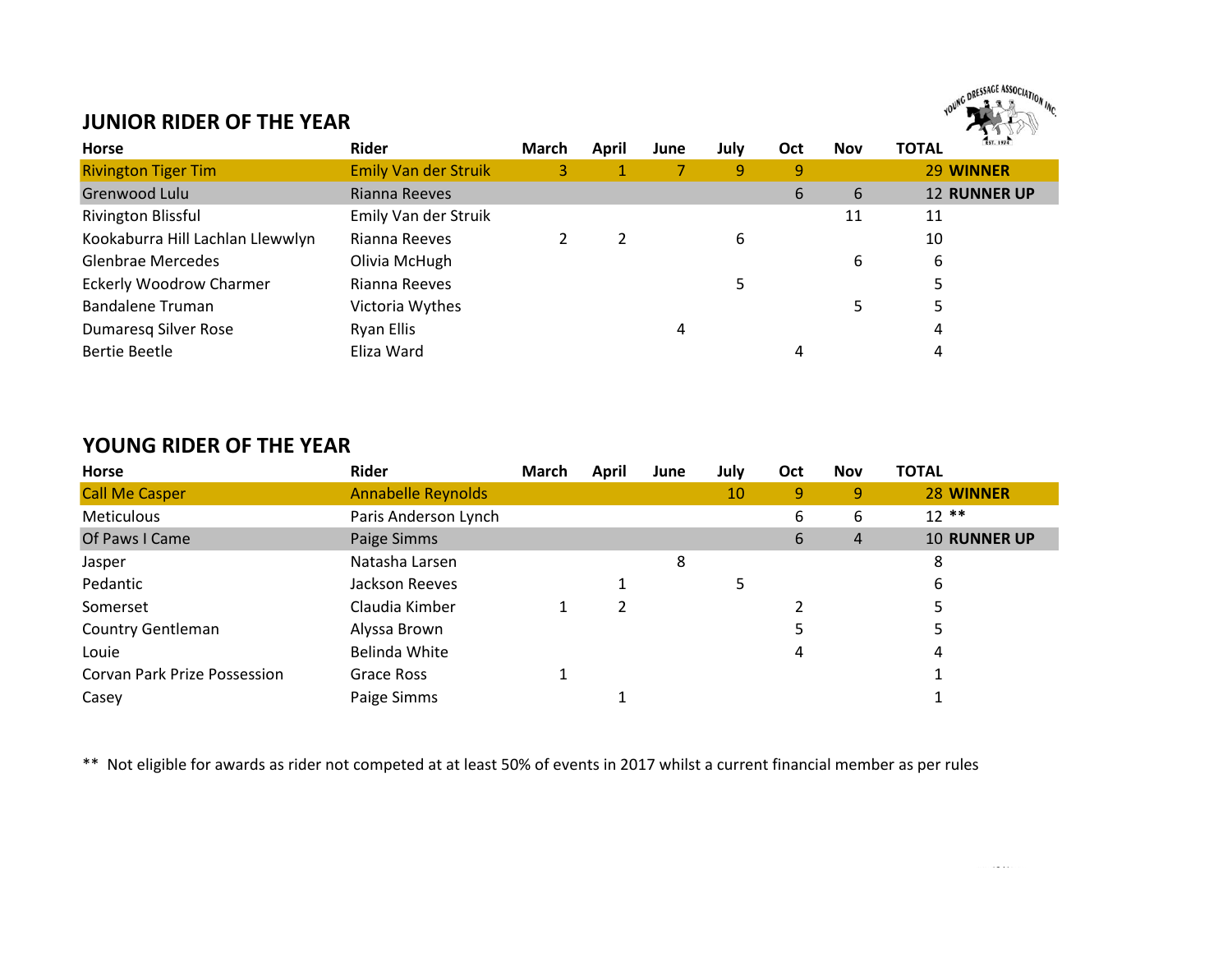## JUNIOR RIDER OF THE YEAR

| Horse | Rider | March | April | June | July | Oct | Nov | TOTAL | |
|---|---|---|---|---|---|---|---|---|---|
| Rivington Tiger Tim | Emily Van der Struik | 3 | 1 | 7 | 9 | 9 | | 29 | **WINNER** |
| Grenwood Lulu | Rianna Reeves | | | | | 6 | 6 | 12 | **RUNNER UP** |
| Rivington Blissful | Emily Van der Struik | | | | | | 11 | 11 | |
| Kookaburra Hill Lachlan Llewwlyn | Rianna Reeves | 2 | 2 | | 6 | | | 10 | |
| Glenbrae Mercedes | Olivia McHugh | | | | | | 6 | 6 | |
| Eckerly Woodrow Charmer | Rianna Reeves | | | | 5 | | | 5 | |
| Bandalene Truman | Victoria Wythes | | | | | | 5 | 5 | |
| Dumaresq Silver Rose | Ryan Ellis | | | 4 | | | | 4 | |
| Bertie Beetle | Eliza Ward | | | | | 4 | | 4 | |

## YOUNG RIDER OF THE YEAR

| Horse | Rider | March | April | June | July | Oct | Nov | TOTAL | |
|---|---|---|---|---|---|---|---|---|---|
| Call Me Casper | Annabelle Reynolds | | | | 10 | 9 | 9 | 28 | **WINNER** |
| Meticulous | Paris Anderson Lynch | | | | | 6 | 6 | 12 | ** |
| Of Paws I Came | Paige Simms | | | | | 6 | 4 | 10 | **RUNNER UP** |
| Jasper | Natasha Larsen | | | 8 | | | | 8 | |
| Pedantic | Jackson Reeves | | 1 | | 5 | | | 6 | |
| Somerset | Claudia Kimber | 1 | 2 | | | 2 | | 5 | |
| Country Gentleman | Alyssa Brown | | | | | 5 | | 5 | |
| Louie | Belinda White | | | | | 4 | | 4 | |
| Corvan Park Prize Possession | Grace Ross | 1 | | | | | | 1 | |
| Casey | Paige Simms | | 1 | | | | | 1 | |

** Not eligible for awards as rider not competed at at least 50% of events in 2017 whilst a current financial member as per rules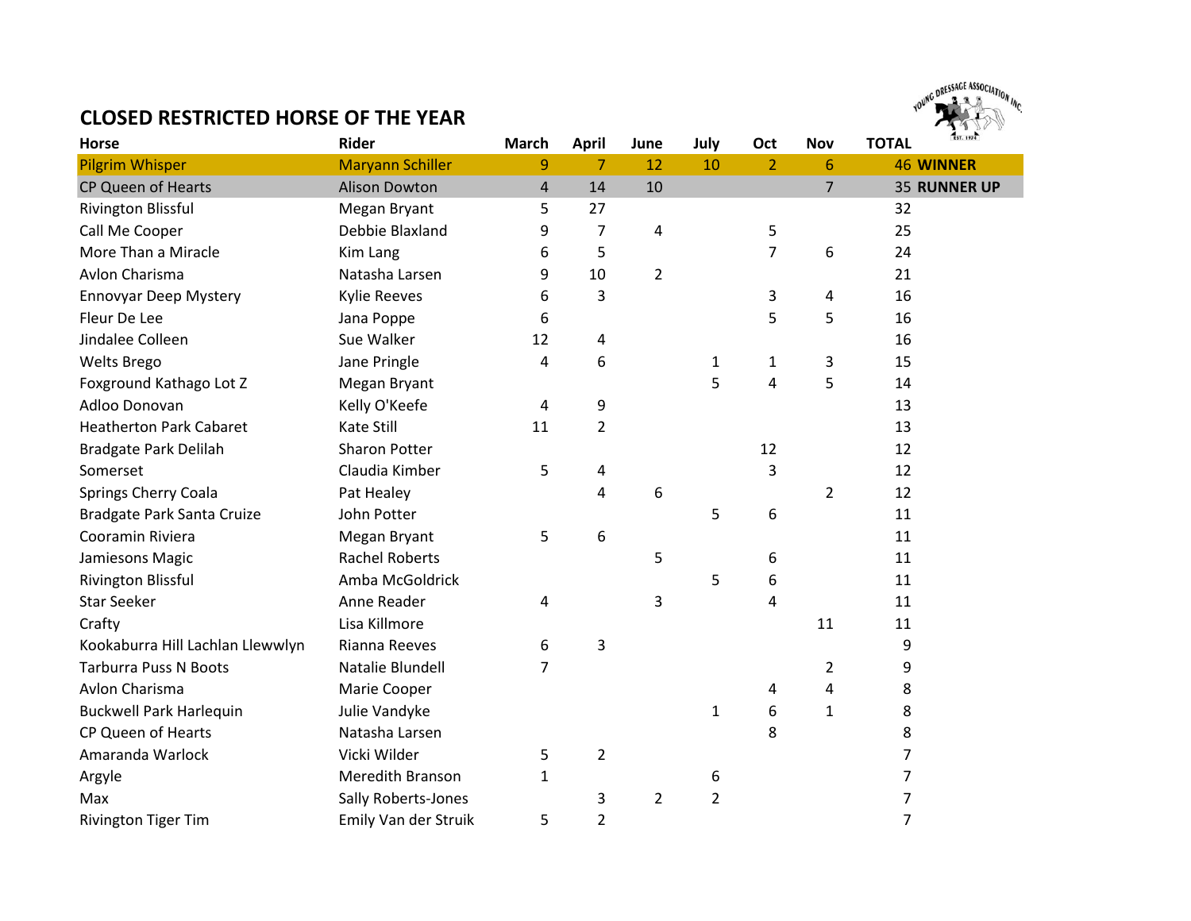# CLOSED RESTRICTED HORSE OF THE YEAR

| Horse | Rider | March | April | June | July | Oct | Nov | TOTAL | |
|---|---|---|---|---|---|---|---|---|---|
| Pilgrim Whisper | Maryann Schiller | 9 | 7 | 12 | 10 | 2 | 6 | 46 | **WINNER** |
| CP Queen of Hearts | Alison Dowton | 4 | 14 | 10 | | | 7 | 35 | **RUNNER UP** |
| Rivington Blissful | Megan Bryant | 5 | 27 | | | | | 32 | |
| Call Me Cooper | Debbie Blaxland | 9 | 7 | 4 | | 5 | | 25 | |
| More Than a Miracle | Kim Lang | 6 | 5 | | | 7 | 6 | 24 | |
| Avlon Charisma | Natasha Larsen | 9 | 10 | 2 | | | | 21 | |
| Ennovyar Deep Mystery | Kylie Reeves | 6 | 3 | | | 3 | 4 | 16 | |
| Fleur De Lee | Jana Poppe | 6 | | | | 5 | 5 | 16 | |
| Jindalee Colleen | Sue Walker | 12 | 4 | | | | | 16 | |
| Welts Brego | Jane Pringle | 4 | 6 | | 1 | 1 | 3 | 15 | |
| Foxground Kathago Lot Z | Megan Bryant | | | | 5 | 4 | 5 | 14 | |
| Adloo Donovan | Kelly O'Keefe | 4 | 9 | | | | | 13 | |
| Heatherton Park Cabaret | Kate Still | 11 | 2 | | | | | 13 | |
| Bradgate Park Delilah | Sharon Potter | | | | | 12 | | 12 | |
| Somerset | Claudia Kimber | 5 | 4 | | | 3 | | 12 | |
| Springs Cherry Coala | Pat Healey | | 4 | 6 | | | 2 | 12 | |
| Bradgate Park Santa Cruize | John Potter | | | | 5 | 6 | | 11 | |
| Cooramin Riviera | Megan Bryant | 5 | 6 | | | | | 11 | |
| Jamiesons Magic | Rachel Roberts | | | 5 | | 6 | | 11 | |
| Rivington Blissful | Amba McGoldrick | | | | 5 | 6 | | 11 | |
| Star Seeker | Anne Reader | 4 | | 3 | | 4 | | 11 | |
| Crafty | Lisa Killmore | | | | | | 11 | 11 | |
| Kookaburra Hill Lachlan Llewwlyn | Rianna Reeves | 6 | 3 | | | | | 9 | |
| Tarburra Puss N Boots | Natalie Blundell | 7 | | | | | 2 | 9 | |
| Avlon Charisma | Marie Cooper | | | | | 4 | 4 | 8 | |
| Buckwell Park Harlequin | Julie Vandyke | | | | 1 | 6 | 1 | 8 | |
| CP Queen of Hearts | Natasha Larsen | | | | | 8 | | 8 | |
| Amaranda Warlock | Vicki Wilder | 5 | 2 | | | | | 7 | |
| Argyle | Meredith Branson | 1 | | | 6 | | | 7 | |
| Max | Sally Roberts-Jones | | 3 | 2 | 2 | | | 7 | |
| Rivington Tiger Tim | Emily Van der Struik | 5 | 2 | | | | | 7 | |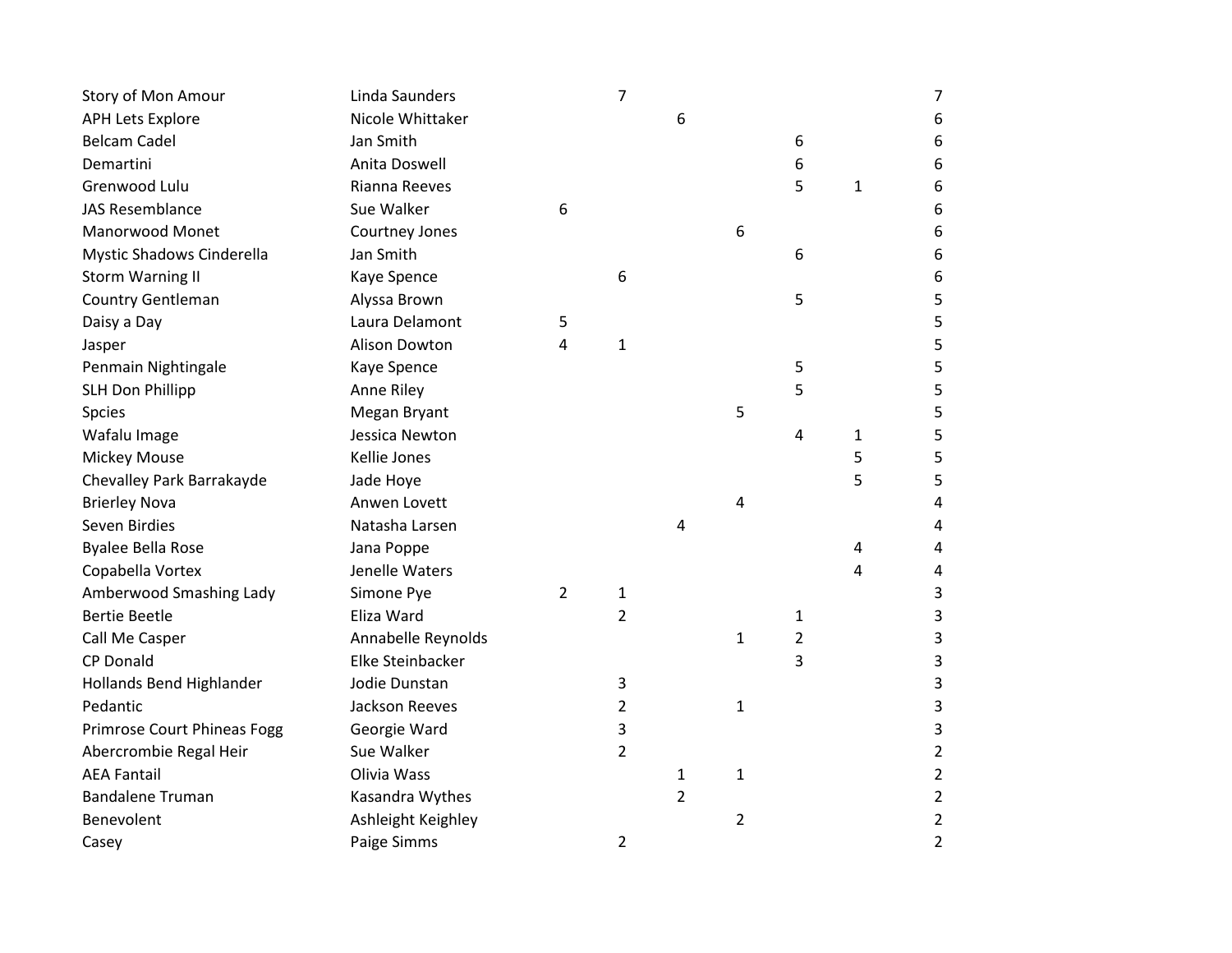| | | | | | | | | |
|---|---|---|---|---|---|---|---|---|
| Story of Mon Amour | Linda Saunders | | 7 | | | | | 7 |
| APH Lets Explore | Nicole Whittaker | | | 6 | | | | 6 |
| Belcam Cadel | Jan Smith | | | | | 6 | | 6 |
| Demartini | Anita Doswell | | | | | 6 | | 6 |
| Grenwood Lulu | Rianna Reeves | | | | | 5 | 1 | 6 |
| JAS Resemblance | Sue Walker | 6 | | | | | | 6 |
| Manorwood Monet | Courtney Jones | | | | 6 | | | 6 |
| Mystic Shadows Cinderella | Jan Smith | | | | | 6 | | 6 |
| Storm Warning II | Kaye Spence | | 6 | | | | | 6 |
| Country Gentleman | Alyssa Brown | | | | | 5 | | 5 |
| Daisy a Day | Laura Delamont | 5 | | | | | | 5 |
| Jasper | Alison Dowton | 4 | 1 | | | | | 5 |
| Penmain Nightingale | Kaye Spence | | | | | 5 | | 5 |
| SLH Don Phillipp | Anne Riley | | | | | 5 | | 5 |
| Spcies | Megan Bryant | | | | 5 | | | 5 |
| Wafalu Image | Jessica Newton | | | | | 4 | 1 | 5 |
| Mickey Mouse | Kellie Jones | | | | | | 5 | 5 |
| Chevalley Park Barrakayde | Jade Hoye | | | | | | 5 | 5 |
| Brierley Nova | Anwen Lovett | | | | 4 | | | 4 |
| Seven Birdies | Natasha Larsen | | | 4 | | | | 4 |
| Byalee Bella Rose | Jana Poppe | | | | | | 4 | 4 |
| Copabella Vortex | Jenelle Waters | | | | | | 4 | 4 |
| Amberwood Smashing Lady | Simone Pye | 2 | 1 | | | | | 3 |
| Bertie Beetle | Eliza Ward | | 2 | | | 1 | | 3 |
| Call Me Casper | Annabelle Reynolds | | | | 1 | 2 | | 3 |
| CP Donald | Elke Steinbacker | | | | | 3 | | 3 |
| Hollands Bend Highlander | Jodie Dunstan | | 3 | | | | | 3 |
| Pedantic | Jackson Reeves | | 2 | | 1 | | | 3 |
| Primrose Court Phineas Fogg | Georgie Ward | | 3 | | | | | 3 |
| Abercrombie Regal Heir | Sue Walker | | 2 | | | | | 2 |
| AEA Fantail | Olivia Wass | | | 1 | 1 | | | 2 |
| Bandalene Truman | Kasandra Wythes | | | 2 | | | | 2 |
| Benevolent | Ashleight Keighley | | | | 2 | | | 2 |
| Casey | Paige Simms | | 2 | | | | | 2 |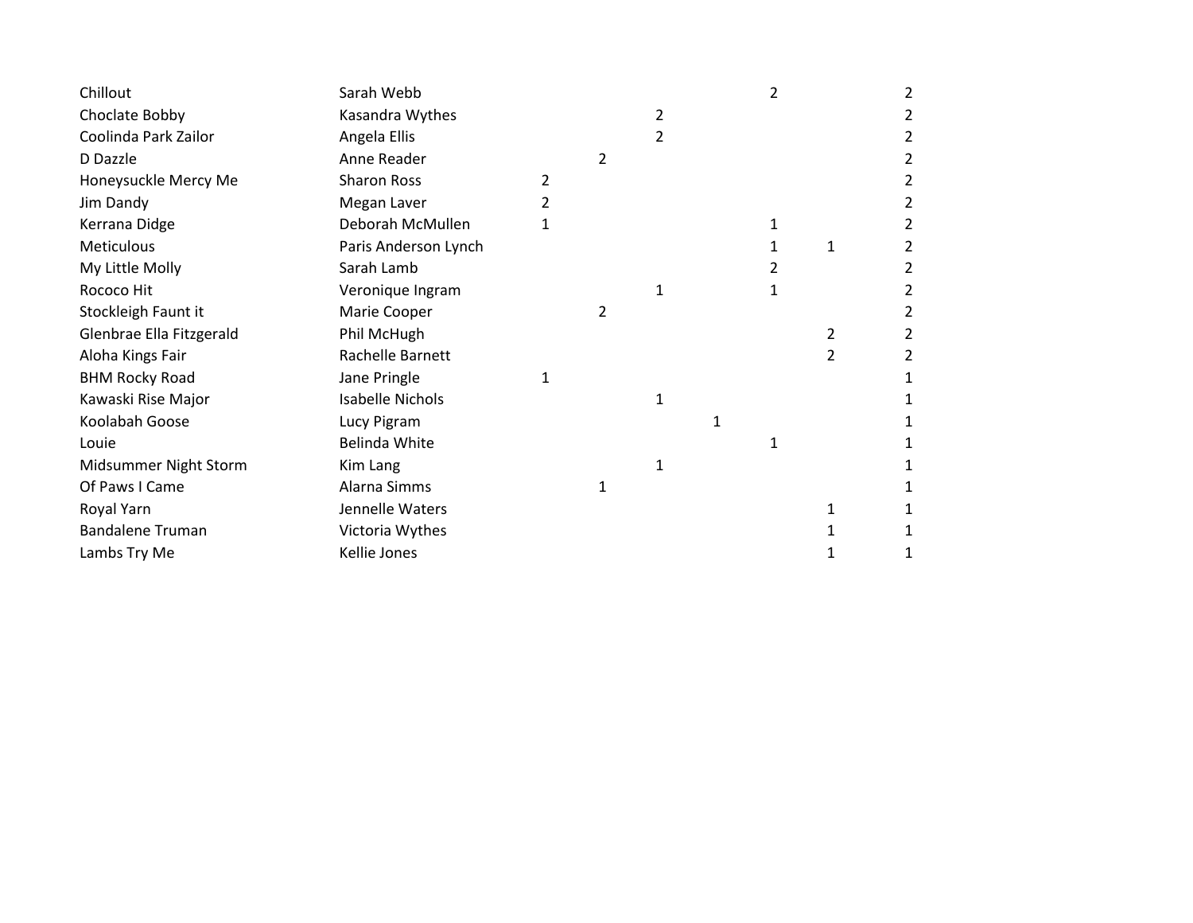| | | | | | | | | |
|---|---|---|---|---|---|---|---|---|
| Chillout | Sarah Webb | | | | | 2 | | 2 |
| Choclate Bobby | Kasandra Wythes | | | 2 | | | | 2 |
| Coolinda Park Zailor | Angela Ellis | | | 2 | | | | 2 |
| D Dazzle | Anne Reader | | 2 | | | | | 2 |
| Honeysuckle Mercy Me | Sharon Ross | 2 | | | | | | 2 |
| Jim Dandy | Megan Laver | 2 | | | | | | 2 |
| Kerrana Didge | Deborah McMullen | 1 | | | | 1 | | 2 |
| Meticulous | Paris Anderson Lynch | | | | | 1 | 1 | 2 |
| My Little Molly | Sarah Lamb | | | | | 2 | | 2 |
| Rococo Hit | Veronique Ingram | | | 1 | | 1 | | 2 |
| Stockleigh Faunt it | Marie Cooper | | 2 | | | | | 2 |
| Glenbrae Ella Fitzgerald | Phil McHugh | | | | | | 2 | 2 |
| Aloha Kings Fair | Rachelle Barnett | | | | | | 2 | 2 |
| BHM Rocky Road | Jane Pringle | 1 | | | | | | 1 |
| Kawaski Rise Major | Isabelle Nichols | | | 1 | | | | 1 |
| Koolabah Goose | Lucy Pigram | | | | 1 | | | 1 |
| Louie | Belinda White | | | | | 1 | | 1 |
| Midsummer Night Storm | Kim Lang | | | 1 | | | | 1 |
| Of Paws I Came | Alarna Simms | | 1 | | | | | 1 |
| Royal Yarn | Jennelle Waters | | | | | | 1 | 1 |
| Bandalene Truman | Victoria Wythes | | | | | | 1 | 1 |
| Lambs Try Me | Kellie Jones | | | | | | 1 | 1 |